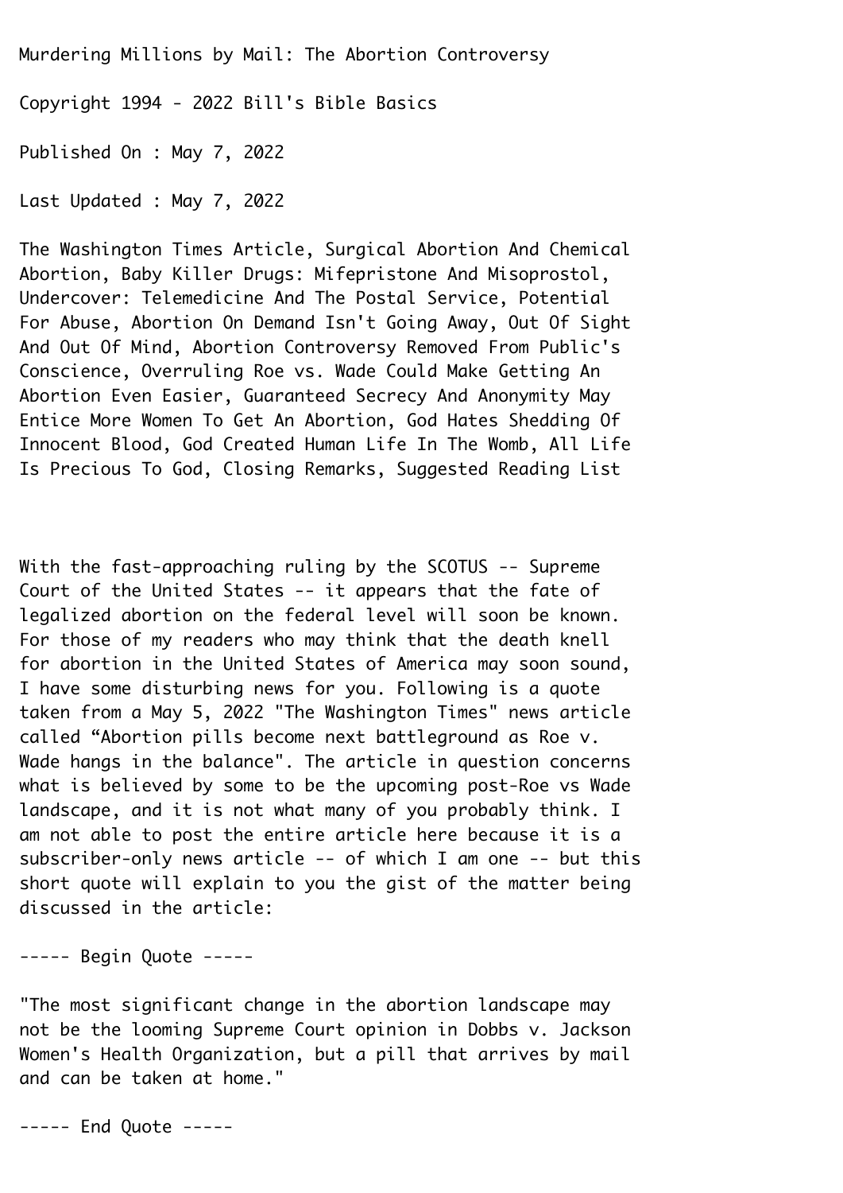# Murdering Millions by Mail: The Abortion Controversy

Copyright 1994 - 2022 Bill's Bible Basics

Published On : May 7, 2022

Last Updated : May 7, 2022

The Washington Times Article, Surgical Abortion And Chemical Abortion, Baby Killer Drugs: Mifepristone And Misoprostol, Undercover: Telemedicine And The Postal Service, Potential For Abuse, Abortion On Demand Isn't Going Away, Out Of Sight And Out Of Mind, Abortion Controversy Removed From Public's Conscience, Overruling Roe vs. Wade Could Make Getting An Abortion Even Easier, Guaranteed Secrecy And Anonymity May Entice More Women To Get An Abortion, God Hates Shedding Of Innocent Blood, God Created Human Life In The Womb, All Life Is Precious To God, Closing Remarks, Suggested Reading List

With the fast-approaching ruling by the SCOTUS -- Supreme Court of the United States -- it appears that the fate of legalized abortion on the federal level will soon be known. For those of my readers who may think that the death knell for abortion in the United States of America may soon sound, I have some disturbing news for you. Following is a quote taken from a May 5, 2022 "The Washington Times" news article called “Abortion pills become next battleground as Roe v. Wade hangs in the balance". The article in question concerns what is believed by some to be the upcoming post-Roe vs Wade landscape, and it is not what many of you probably think. I am not able to post the entire article here because it is a subscriber-only news article -- of which I am one -- but this short quote will explain to you the gist of the matter being discussed in the article:

----- Begin Quote -----

"The most significant change in the abortion landscape may not be the looming Supreme Court opinion in Dobbs v. Jackson Women's Health Organization, but a pill that arrives by mail and can be taken at home."

----- End Quote -----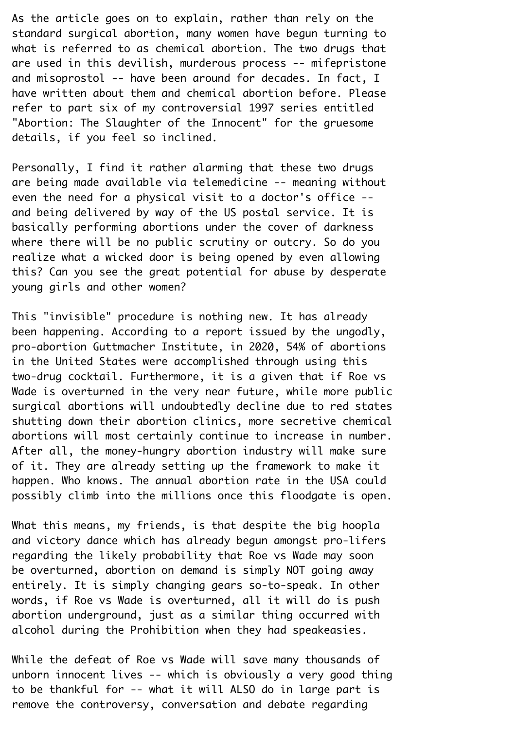As the article goes on to explain, rather than rely on the standard surgical abortion, many women have begun turning to what is referred to as chemical abortion. The two drugs that are used in this devilish, murderous process -- mifepristone and misoprostol -- have been around for decades. In fact, I have written about them and chemical abortion before. Please refer to part six of my controversial 1997 series entitled "Abortion: The Slaughter of the Innocent" for the gruesome details, if you feel so inclined.

Personally, I find it rather alarming that these two drugs are being made available via telemedicine -- meaning without even the need for a physical visit to a doctor's office -- and being delivered by way of the US postal service. It is basically performing abortions under the cover of darkness where there will be no public scrutiny or outcry. So do you realize what a wicked door is being opened by even allowing this? Can you see the great potential for abuse by desperate young girls and other women?

This "invisible" procedure is nothing new. It has already been happening. According to a report issued by the ungodly, pro-abortion Guttmacher Institute, in 2020, 54% of abortions in the United States were accomplished through using this two-drug cocktail. Furthermore, it is a given that if Roe vs Wade is overturned in the very near future, while more public surgical abortions will undoubtedly decline due to red states shutting down their abortion clinics, more secretive chemical abortions will most certainly continue to increase in number. After all, the money-hungry abortion industry will make sure of it. They are already setting up the framework to make it happen. Who knows. The annual abortion rate in the USA could possibly climb into the millions once this floodgate is open.

What this means, my friends, is that despite the big hoopla and victory dance which has already begun amongst pro-lifers regarding the likely probability that Roe vs Wade may soon be overturned, abortion on demand is simply NOT going away entirely. It is simply changing gears so-to-speak. In other words, if Roe vs Wade is overturned, all it will do is push abortion underground, just as a similar thing occurred with alcohol during the Prohibition when they had speakeasies.

While the defeat of Roe vs Wade will save many thousands of unborn innocent lives -- which is obviously a very good thing to be thankful for -- what it will ALSO do in large part is remove the controversy, conversation and debate regarding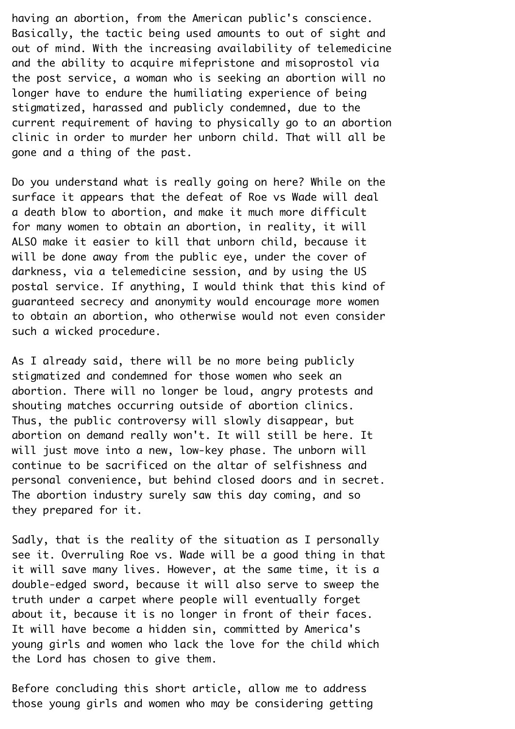having an abortion, from the American public's conscience. Basically, the tactic being used amounts to out of sight and out of mind. With the increasing availability of telemedicine and the ability to acquire mifepristone and misoprostol via the post service, a woman who is seeking an abortion will no longer have to endure the humiliating experience of being stigmatized, harassed and publicly condemned, due to the current requirement of having to physically go to an abortion clinic in order to murder her unborn child. That will all be gone and a thing of the past.

Do you understand what is really going on here? While on the surface it appears that the defeat of Roe vs Wade will deal a death blow to abortion, and make it much more difficult for many women to obtain an abortion, in reality, it will ALSO make it easier to kill that unborn child, because it will be done away from the public eye, under the cover of darkness, via a telemedicine session, and by using the US postal service. If anything, I would think that this kind of guaranteed secrecy and anonymity would encourage more women to obtain an abortion, who otherwise would not even consider such a wicked procedure.

As I already said, there will be no more being publicly stigmatized and condemned for those women who seek an abortion. There will no longer be loud, angry protests and shouting matches occurring outside of abortion clinics. Thus, the public controversy will slowly disappear, but abortion on demand really won't. It will still be here. It will just move into a new, low-key phase. The unborn will continue to be sacrificed on the altar of selfishness and personal convenience, but behind closed doors and in secret. The abortion industry surely saw this day coming, and so they prepared for it.

Sadly, that is the reality of the situation as I personally see it. Overruling Roe vs. Wade will be a good thing in that it will save many lives. However, at the same time, it is a double-edged sword, because it will also serve to sweep the truth under a carpet where people will eventually forget about it, because it is no longer in front of their faces. It will have become a hidden sin, committed by America's young girls and women who lack the love for the child which the Lord has chosen to give them.

Before concluding this short article, allow me to address those young girls and women who may be considering getting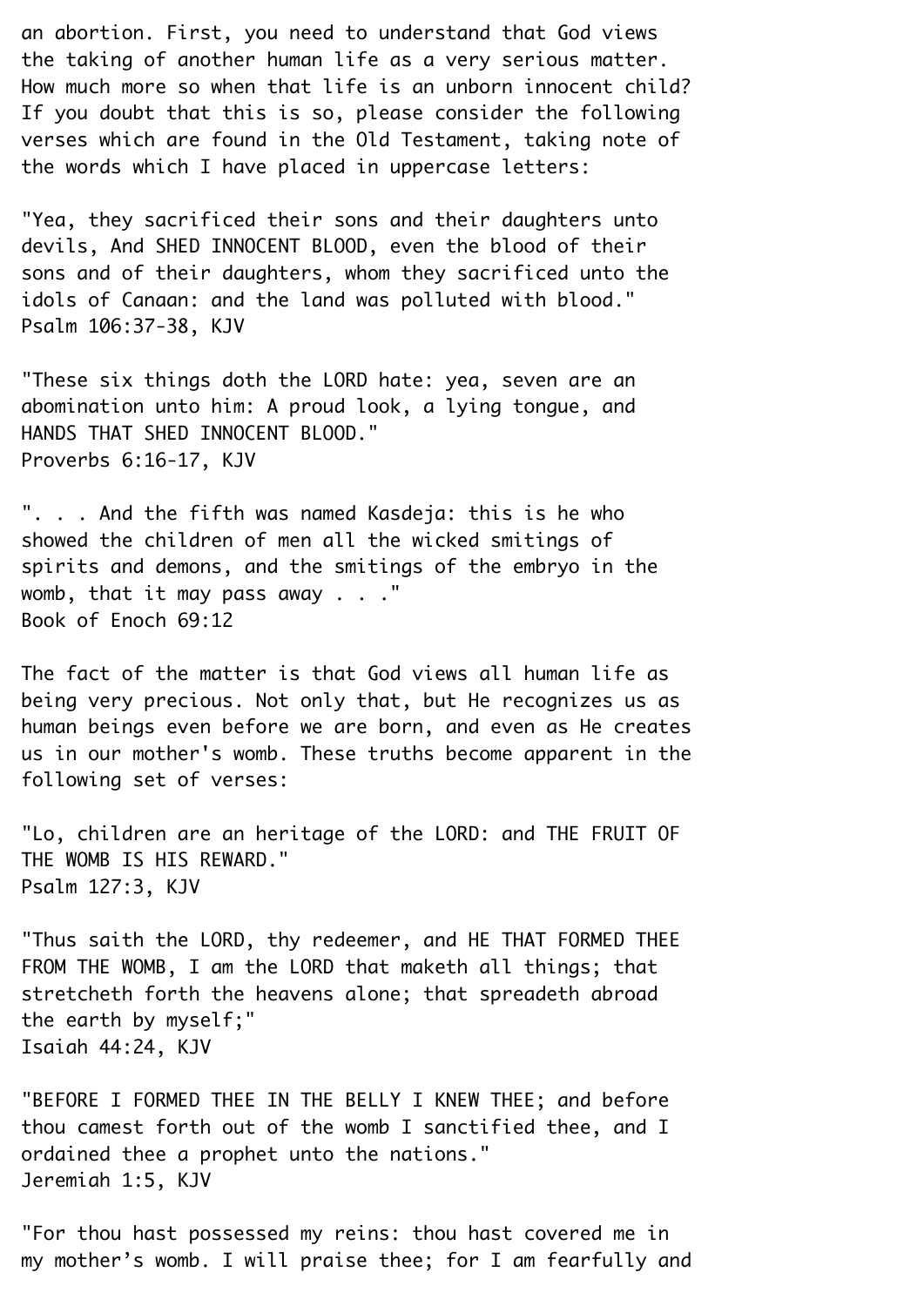an abortion. First, you need to understand that God views the taking of another human life as a very serious matter. How much more so when that life is an unborn innocent child? If you doubt that this is so, please consider the following verses which are found in the Old Testament, taking note of the words which I have placed in uppercase letters:

"Yea, they sacrificed their sons and their daughters unto devils, And SHED INNOCENT BLOOD, even the blood of their sons and of their daughters, whom they sacrificed unto the idols of Canaan: and the land was polluted with blood."
Psalm 106:37-38, KJV

"These six things doth the LORD hate: yea, seven are an abomination unto him: A proud look, a lying tongue, and HANDS THAT SHED INNOCENT BLOOD."
Proverbs 6:16-17, KJV

". . . And the fifth was named Kasdeja: this is he who showed the children of men all the wicked smitings of spirits and demons, and the smitings of the embryo in the womb, that it may pass away . . ."
Book of Enoch 69:12

The fact of the matter is that God views all human life as being very precious. Not only that, but He recognizes us as human beings even before we are born, and even as He creates us in our mother's womb. These truths become apparent in the following set of verses:

"Lo, children are an heritage of the LORD: and THE FRUIT OF THE WOMB IS HIS REWARD."
Psalm 127:3, KJV

"Thus saith the LORD, thy redeemer, and HE THAT FORMED THEE FROM THE WOMB, I am the LORD that maketh all things; that stretcheth forth the heavens alone; that spreadeth abroad the earth by myself;"
Isaiah 44:24, KJV

"BEFORE I FORMED THEE IN THE BELLY I KNEW THEE; and before thou camest forth out of the womb I sanctified thee, and I ordained thee a prophet unto the nations."
Jeremiah 1:5, KJV

"For thou hast possessed my reins: thou hast covered me in my mother’s womb. I will praise thee; for I am fearfully and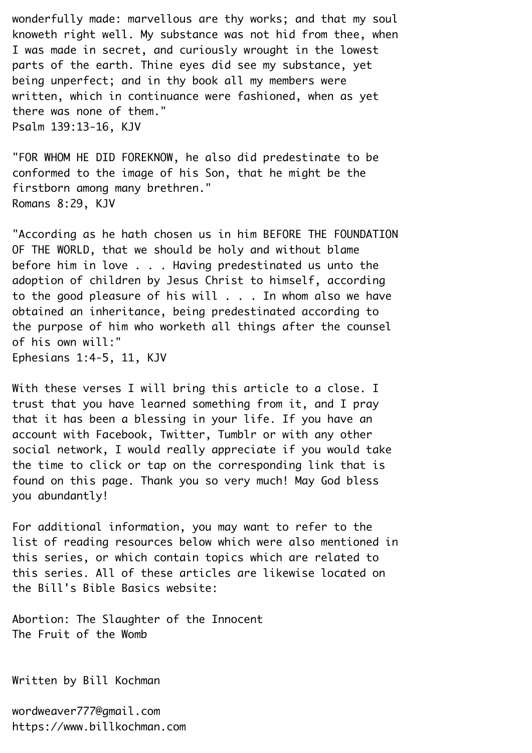wonderfully made: marvellous are thy works; and that my soul knoweth right well. My substance was not hid from thee, when I was made in secret, and curiously wrought in the lowest parts of the earth. Thine eyes did see my substance, yet being unperfect; and in thy book all my members were written, which in continuance were fashioned, when as yet there was none of them."
Psalm 139:13-16, KJV

"FOR WHOM HE DID FOREKNOW, he also did predestinate to be conformed to the image of his Son, that he might be the firstborn among many brethren."
Romans 8:29, KJV

"According as he hath chosen us in him BEFORE THE FOUNDATION OF THE WORLD, that we should be holy and without blame before him in love . . . Having predestinated us unto the adoption of children by Jesus Christ to himself, according to the good pleasure of his will . . . In whom also we have obtained an inheritance, being predestinated according to the purpose of him who worketh all things after the counsel of his own will:"
Ephesians 1:4-5, 11, KJV

With these verses I will bring this article to a close. I trust that you have learned something from it, and I pray that it has been a blessing in your life. If you have an account with Facebook, Twitter, Tumblr or with any other social network, I would really appreciate if you would take the time to click or tap on the corresponding link that is found on this page. Thank you so very much! May God bless you abundantly!

For additional information, you may want to refer to the list of reading resources below which were also mentioned in this series, or which contain topics which are related to this series. All of these articles are likewise located on the Bill's Bible Basics website:

Abortion: The Slaughter of the Innocent
The Fruit of the Womb

Written by Bill Kochman

wordweaver777@gmail.com
https://www.billkochman.com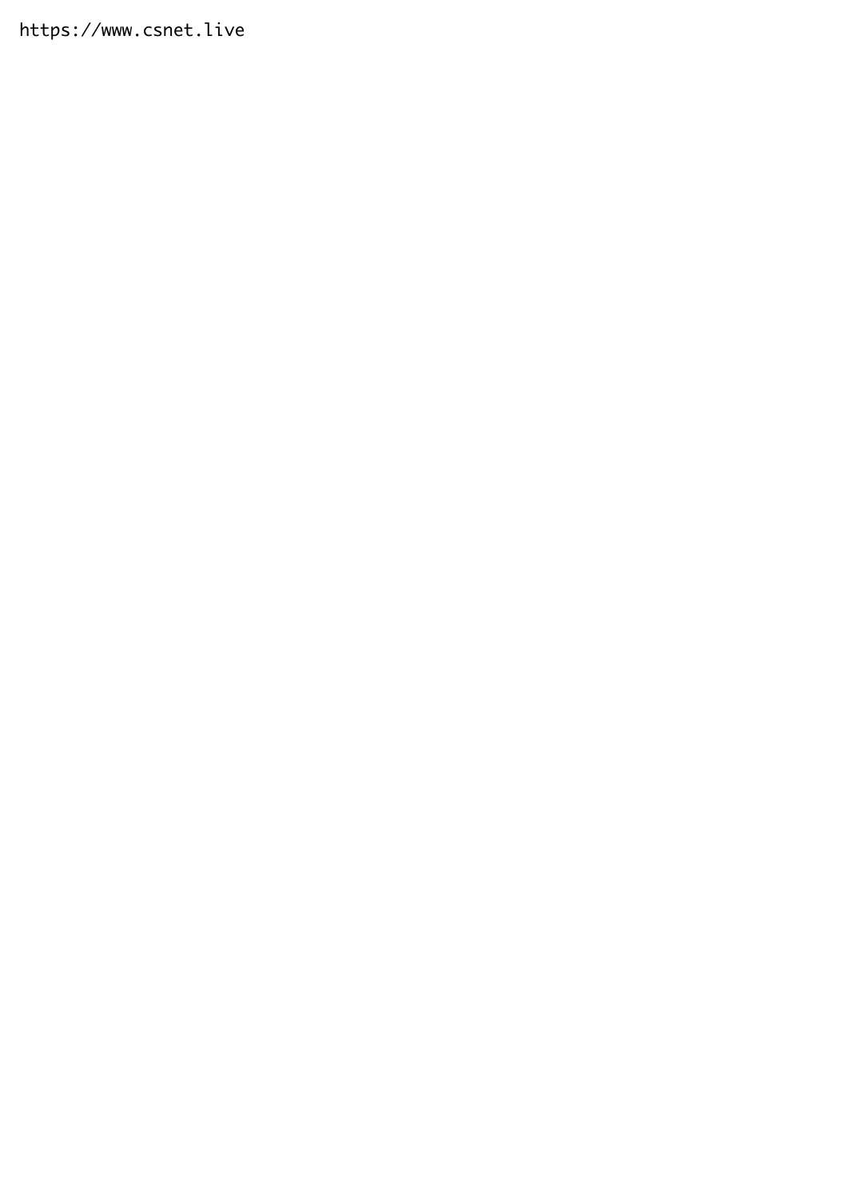https://www.csnet.live